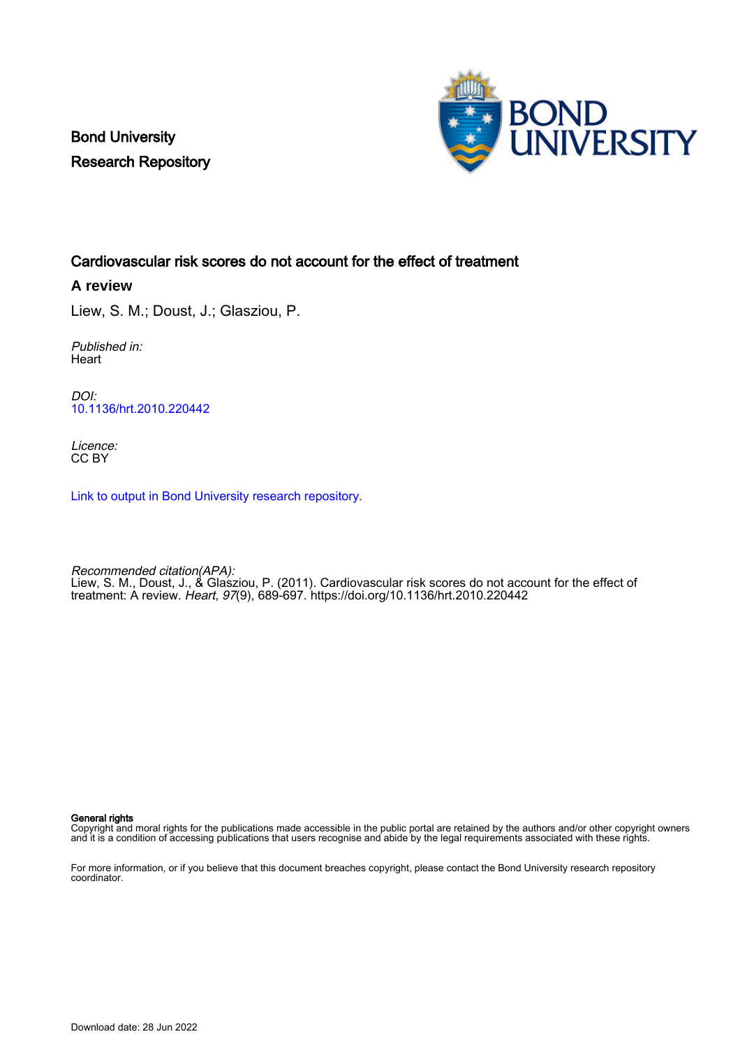Bond University
Research Repository

# Cardiovascular risk scores do not account for the effect of treatment

## A review

Liew, S. M.; Doust, J.; Glasziou, P.

*Published in:*
Heart

*DOI:*
[10.1136/hrt.2010.220442](https://doi.org/10.1136/hrt.2010.220442)

*Licence:*
CC BY

[Link to output in Bond University research repository.]()

*Recommended citation(APA):*
Liew, S. M., Doust, J., & Glasziou, P. (2011). Cardiovascular risk scores do not account for the effect of treatment: A review. *Heart*, *97*(9), 689-697. https://doi.org/10.1136/hrt.2010.220442

**General rights**
Copyright and moral rights for the publications made accessible in the public portal are retained by the authors and/or other copyright owners and it is a condition of accessing publications that users recognise and abide by the legal requirements associated with these rights.

For more information, or if you believe that this document breaches copyright, please contact the Bond University research repository coordinator.

Download date: 28 Jun 2022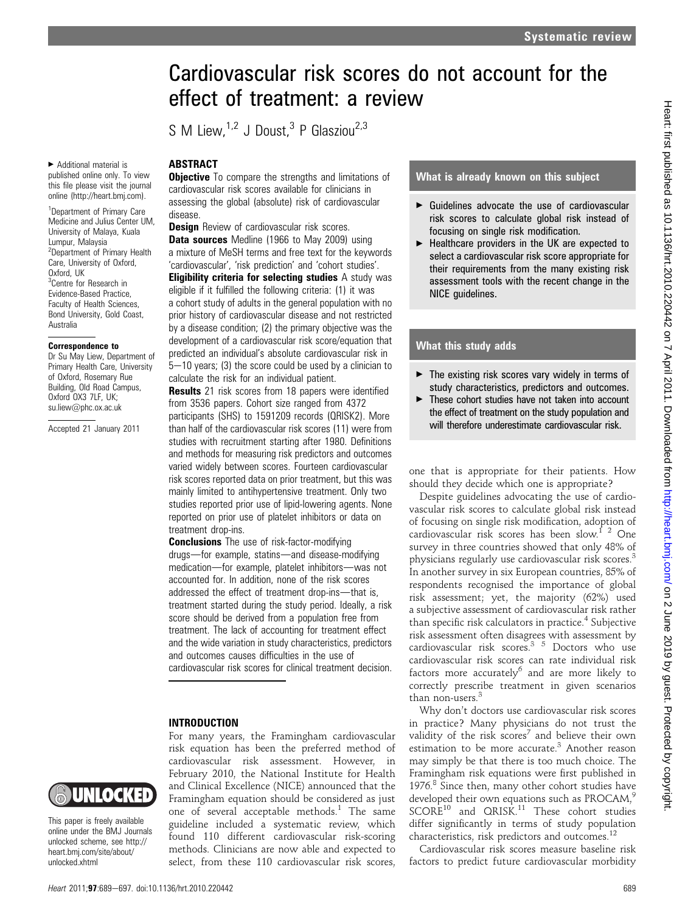# Cardiovascular risk scores do not account for the effect of treatment: a review

S M Liew,[1,2] J Doust,[3] P Glasziou[2,3]

▸ Additional material is published online only. To view this file please visit the journal online (http://heart.bmj.com).

[1]Department of Primary Care Medicine and Julius Center UM, University of Malaya, Kuala Lumpur, Malaysia
[2]Department of Primary Health Care, University of Oxford, Oxford, UK
[3]Centre for Research in Evidence-Based Practice, Faculty of Health Sciences, Bond University, Gold Coast, Australia

**Correspondence to**
Dr Su May Liew, Department of Primary Health Care, University of Oxford, Rosemary Rue Building, Old Road Campus, Oxford OX3 7LF, UK; su.liew@phc.ox.ac.uk

Accepted 21 January 2011

## ABSTRACT

**Objective** To compare the strengths and limitations of cardiovascular risk scores available for clinicians in assessing the global (absolute) risk of cardiovascular disease.

**Design** Review of cardiovascular risk scores.

**Data sources** Medline (1966 to May 2009) using a mixture of MeSH terms and free text for the keywords 'cardiovascular', 'risk prediction' and 'cohort studies'.

**Eligibility criteria for selecting studies** A study was eligible if it fulfilled the following criteria: (1) it was a cohort study of adults in the general population with no prior history of cardiovascular disease and not restricted by a disease condition; (2) the primary objective was the development of a cardiovascular risk score/equation that predicted an individual's absolute cardiovascular risk in 5–10 years; (3) the score could be used by a clinician to calculate the risk for an individual patient.

**Results** 21 risk scores from 18 papers were identified from 3536 papers. Cohort size ranged from 4372 participants (SHS) to 1591209 records (QRISK2). More than half of the cardiovascular risk scores (11) were from studies with recruitment starting after 1980. Definitions and methods for measuring risk predictors and outcomes varied widely between scores. Fourteen cardiovascular risk scores reported data on prior treatment, but this was mainly limited to antihypertensive treatment. Only two studies reported prior use of lipid-lowering agents. None reported on prior use of platelet inhibitors or data on treatment drop-ins.

**Conclusions** The use of risk-factor-modifying drugs—for example, statins—and disease-modifying medication—for example, platelet inhibitors—was not accounted for. In addition, none of the risk scores addressed the effect of treatment drop-ins—that is, treatment started during the study period. Ideally, a risk score should be derived from a population free from treatment. The lack of accounting for treatment effect and the wide variation in study characteristics, predictors and outcomes causes difficulties in the use of cardiovascular risk scores for clinical treatment decision.

### What is already known on this subject

- ▸ Guidelines advocate the use of cardiovascular risk scores to calculate global risk instead of focusing on single risk modification.
- ▸ Healthcare providers in the UK are expected to select a cardiovascular risk score appropriate for their requirements from the many existing risk assessment tools with the recent change in the NICE guidelines.

### What this study adds

- ▸ The existing risk scores vary widely in terms of study characteristics, predictors and outcomes.
- ▸ These cohort studies have not taken into account the effect of treatment on the study population and will therefore underestimate cardiovascular risk.

## INTRODUCTION

For many years, the Framingham cardiovascular risk equation has been the preferred method of cardiovascular risk assessment. However, in February 2010, the National Institute for Health and Clinical Excellence (NICE) announced that the Framingham equation should be considered as just one of several acceptable methods.[1] The same guideline included a systematic review, which found 110 different cardiovascular risk-scoring methods. Clinicians are now able and expected to select, from these 110 cardiovascular risk scores, one that is appropriate for their patients. How should they decide which one is appropriate?

Despite guidelines advocating the use of cardiovascular risk scores to calculate global risk instead of focusing on single risk modification, adoption of cardiovascular risk scores has been slow.[1 2] One survey in three countries showed that only 48% of physicians regularly use cardiovascular risk scores.[3] In another survey in six European countries, 85% of respondents recognised the importance of global risk assessment; yet, the majority (62%) used a subjective assessment of cardiovascular risk rather than specific risk calculators in practice.[4] Subjective risk assessment often disagrees with assessment by cardiovascular risk scores.[3 5] Doctors who use cardiovascular risk scores can rate individual risk factors more accurately[6] and are more likely to correctly prescribe treatment in given scenarios than non-users.[3]

Why don't doctors use cardiovascular risk scores in practice? Many physicians do not trust the validity of the risk scores[7] and believe their own estimation to be more accurate.[3] Another reason may simply be that there is too much choice. The Framingham risk equations were first published in 1976.[8] Since then, many other cohort studies have developed their own equations such as PROCAM,[9] SCORE[10] and QRISK.[11] These cohort studies differ significantly in terms of study population characteristics, risk predictors and outcomes.[12]

Cardiovascular risk scores measure baseline risk factors to predict future cardiovascular morbidity

This paper is freely available online under the BMJ Journals unlocked scheme, see http://heart.bmj.com/site/about/unlocked.xhtml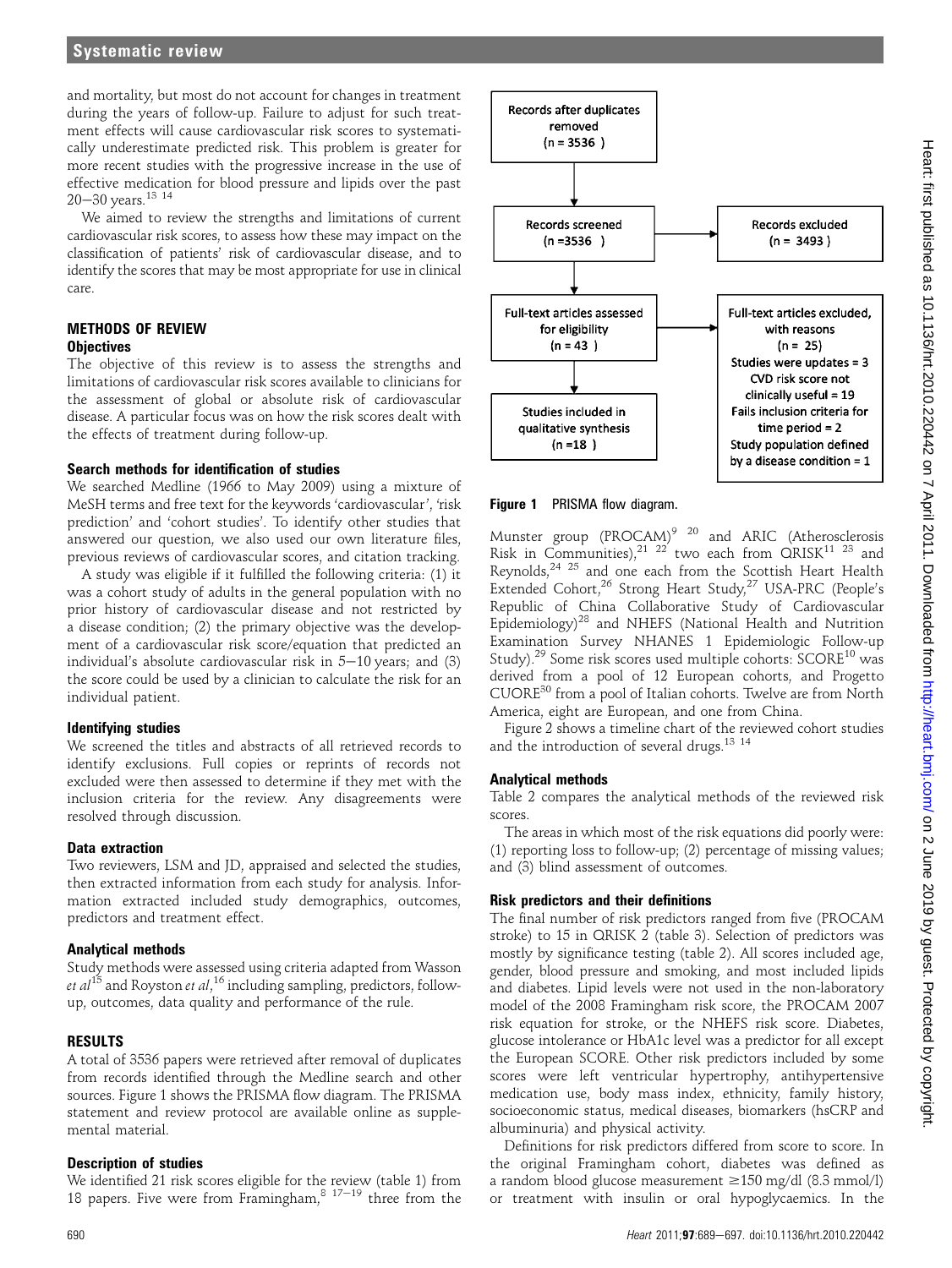and mortality, but most do not account for changes in treatment during the years of follow-up. Failure to adjust for such treatment effects will cause cardiovascular risk scores to systematically underestimate predicted risk. This problem is greater for more recent studies with the progressive increase in the use of effective medication for blood pressure and lipids over the past 20–30 years.[13 14]

We aimed to review the strengths and limitations of current cardiovascular risk scores, to assess how these may impact on the classification of patients' risk of cardiovascular disease, and to identify the scores that may be most appropriate for use in clinical care.

## METHODS OF REVIEW

### Objectives

The objective of this review is to assess the strengths and limitations of cardiovascular risk scores available to clinicians for the assessment of global or absolute risk of cardiovascular disease. A particular focus was on how the risk scores dealt with the effects of treatment during follow-up.

### Search methods for identification of studies

We searched Medline (1966 to May 2009) using a mixture of MeSH terms and free text for the keywords 'cardiovascular', 'risk prediction' and 'cohort studies'. To identify other studies that answered our question, we also used our own literature files, previous reviews of cardiovascular scores, and citation tracking.

A study was eligible if it fulfilled the following criteria: (1) it was a cohort study of adults in the general population with no prior history of cardiovascular disease and not restricted by a disease condition; (2) the primary objective was the development of a cardiovascular risk score/equation that predicted an individual's absolute cardiovascular risk in 5–10 years; and (3) the score could be used by a clinician to calculate the risk for an individual patient.

### Identifying studies

We screened the titles and abstracts of all retrieved records to identify exclusions. Full copies or reprints of records not excluded were then assessed to determine if they met with the inclusion criteria for the review. Any disagreements were resolved through discussion.

### Data extraction

Two reviewers, LSM and JD, appraised and selected the studies, then extracted information from each study for analysis. Information extracted included study demographics, outcomes, predictors and treatment effect.

### Analytical methods

Study methods were assessed using criteria adapted from Wasson *et al*[15] and Royston *et al*,[16] including sampling, predictors, follow-up, outcomes, data quality and performance of the rule.

## RESULTS

A total of 3536 papers were retrieved after removal of duplicates from records identified through the Medline search and other sources. Figure 1 shows the PRISMA flow diagram. The PRISMA statement and review protocol are available online as supplemental material.

### Description of studies

We identified 21 risk scores eligible for the review (table 1) from 18 papers. Five were from Framingham,[8 17–19] three from the Munster group (PROCAM)[9 20] and ARIC (Atherosclerosis Risk in Communities),[21 22] two each from QRISK[11 23] and Reynolds,[24 25] and one each from the Scottish Heart Health Extended Cohort,[26] Strong Heart Study,[27] USA-PRC (People's Republic of China Collaborative Study of Cardiovascular Epidemiology)[28] and NHEFS (National Health and Nutrition Examination Survey NHANES 1 Epidemiologic Follow-up Study).[29] Some risk scores used multiple cohorts: SCORE[10] was derived from a pool of 12 European cohorts, and Progetto CUORE[30] from a pool of Italian cohorts. Twelve are from North America, eight are European, and one from China.

Figure 2 shows a timeline chart of the reviewed cohort studies and the introduction of several drugs.[13 14]

Records after duplicates removed (n = 3536) → Records screened (n = 3536) → Records excluded (n = 3493)

Full-text articles assessed for eligibility (n = 43) → Full-text articles excluded, with reasons (n = 25): Studies were updates = 3; CVD risk score not clinically useful = 19; Fails inclusion criteria for time period = 2; Study population defined by a disease condition = 1

Studies included in qualitative synthesis (n = 18)

**Figure 1** PRISMA flow diagram.

### Analytical methods

Table 2 compares the analytical methods of the reviewed risk scores.

The areas in which most of the risk equations did poorly were: (1) reporting loss to follow-up; (2) percentage of missing values; and (3) blind assessment of outcomes.

### Risk predictors and their definitions

The final number of risk predictors ranged from five (PROCAM stroke) to 15 in QRISK 2 (table 3). Selection of predictors was mostly by significance testing (table 2). All scores included age, gender, blood pressure and smoking, and most included lipids and diabetes. Lipid levels were not used in the non-laboratory model of the 2008 Framingham risk score, the PROCAM 2007 risk equation for stroke, or the NHEFS risk score. Diabetes, glucose intolerance or HbA1c level was a predictor for all except the European SCORE. Other risk predictors included by some scores were left ventricular hypertrophy, antihypertensive medication use, body mass index, ethnicity, family history, socioeconomic status, medical diseases, biomarkers (hsCRP and albuminuria) and physical activity.

Definitions for risk predictors differed from score to score. In the original Framingham cohort, diabetes was defined as a random blood glucose measurement ≥150 mg/dl (8.3 mmol/l) or treatment with insulin or oral hypoglycaemics. In the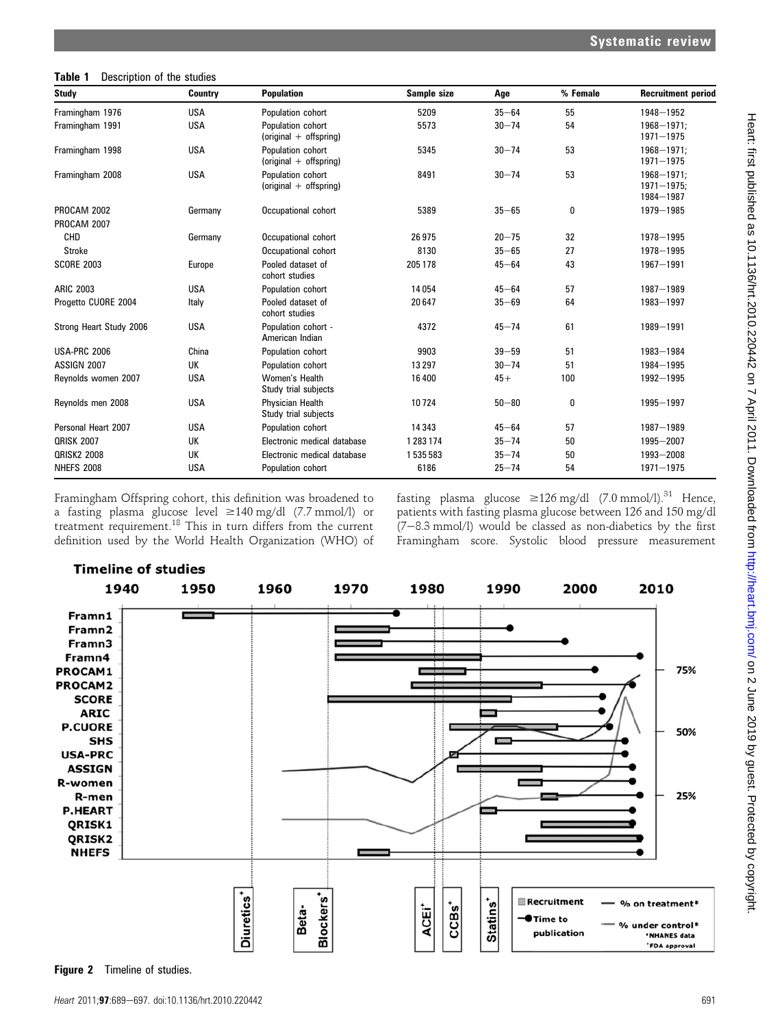**Table 1** Description of the studies

| Study | Country | Population | Sample size | Age | % Female | Recruitment period |
|---|---|---|---|---|---|---|
| Framingham 1976 | USA | Population cohort | 5209 | 35–64 | 55 | 1948–1952 |
| Framingham 1991 | USA | Population cohort (original + offspring) | 5573 | 30–74 | 54 | 1968–1971; 1971–1975 |
| Framingham 1998 | USA | Population cohort (original + offspring) | 5345 | 30–74 | 53 | 1968–1971; 1971–1975 |
| Framingham 2008 | USA | Population cohort (original + offspring) | 8491 | 30–74 | 53 | 1968–1971; 1971–1975; 1984–1987 |
| PROCAM 2002 | Germany | Occupational cohort | 5389 | 35–65 | 0 | 1979–1985 |
| PROCAM 2007 | | | | | | |
| CHD | Germany | Occupational cohort | 26 975 | 20–75 | 32 | 1978–1995 |
| Stroke | | Occupational cohort | 8130 | 35–65 | 27 | 1978–1995 |
| SCORE 2003 | Europe | Pooled dataset of cohort studies | 205 178 | 45–64 | 43 | 1967–1991 |
| ARIC 2003 | USA | Population cohort | 14 054 | 45–64 | 57 | 1987–1989 |
| Progetto CUORE 2004 | Italy | Pooled dataset of cohort studies | 20 647 | 35–69 | 64 | 1983–1997 |
| Strong Heart Study 2006 | USA | Population cohort - American Indian | 4372 | 45–74 | 61 | 1989–1991 |
| USA-PRC 2006 | China | Population cohort | 9903 | 39–59 | 51 | 1983–1984 |
| ASSIGN 2007 | UK | Population cohort | 13 297 | 30–74 | 51 | 1984–1995 |
| Reynolds women 2007 | USA | Women's Health Study trial subjects | 16 400 | 45+ | 100 | 1992–1995 |
| Reynolds men 2008 | USA | Physician Health Study trial subjects | 10 724 | 50–80 | 0 | 1995–1997 |
| Personal Heart 2007 | USA | Population cohort | 14 343 | 45–64 | 57 | 1987–1989 |
| QRISK 2007 | UK | Electronic medical database | 1 283 174 | 35–74 | 50 | 1995–2007 |
| QRISK2 2008 | UK | Electronic medical database | 1 535 583 | 35–74 | 50 | 1993–2008 |
| NHEFS 2008 | USA | Population cohort | 6186 | 25–74 | 54 | 1971–1975 |

Framingham Offspring cohort, this definition was broadened to a fasting plasma glucose level ≥140 mg/dl (7.7 mmol/l) or treatment requirement.[18] This in turn differs from the current definition used by the World Health Organization (WHO) of fasting plasma glucose ≥126 mg/dl (7.0 mmol/l).[31] Hence, patients with fasting plasma glucose between 126 and 150 mg/dl (7–8.3 mmol/l) would be classed as non-diabetics by the first Framingham score. Systolic blood pressure measurement

**Figure 2** Timeline of studies.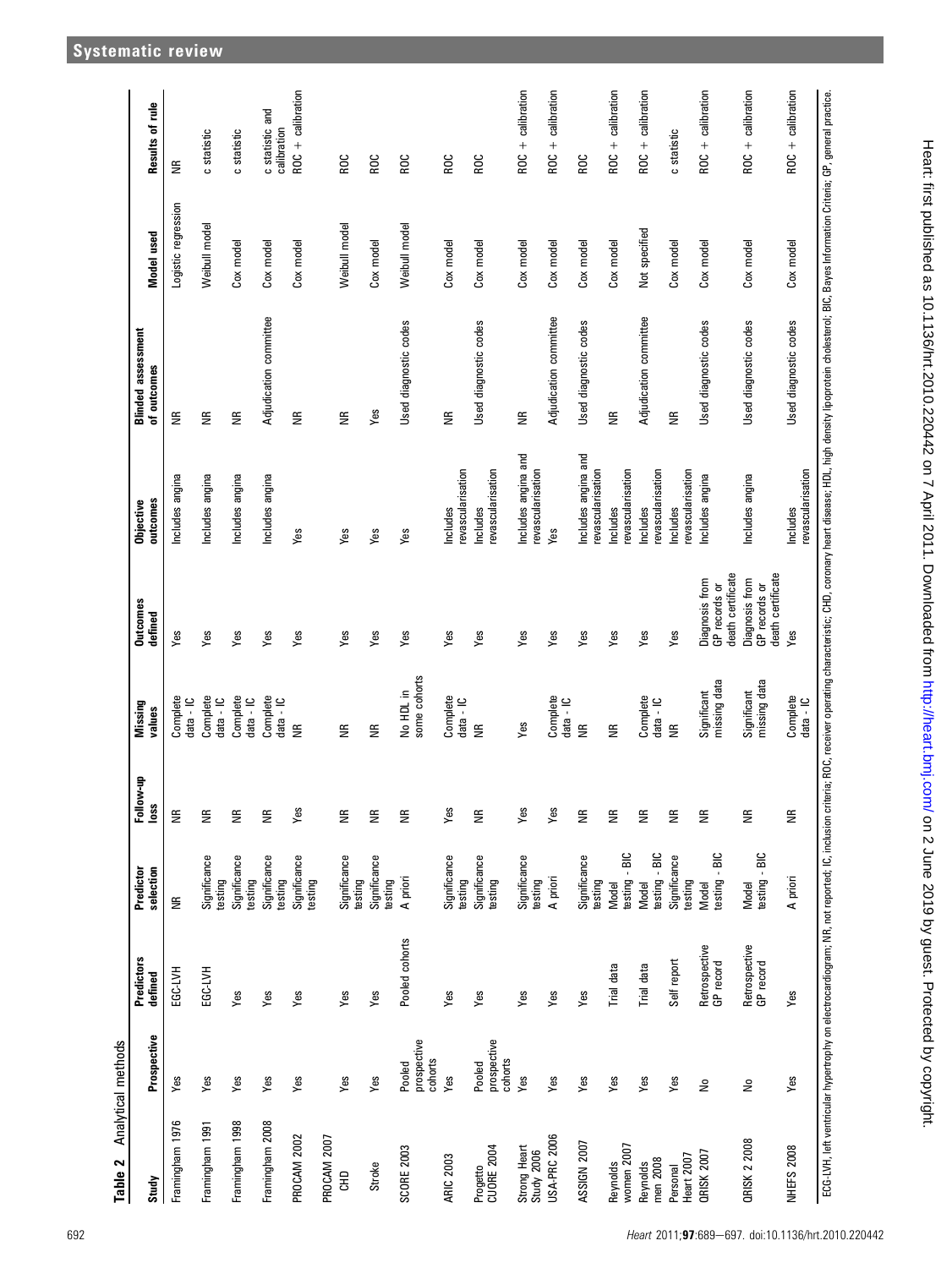**Table 2** Analytical methods

| Study | Prospective | Predictors defined | Predictor selection | Follow-up loss | Missing values | Outcomes defined | Objective outcomes | Blinded assessment of outcomes | Model used | Results of rule |
|---|---|---|---|---|---|---|---|---|---|---|
| Framingham 1976 | Yes | EGC-LVH | NR | NR | Complete data - IC | Yes | Includes angina | NR | Logistic regression | NR |
| Framingham 1991 | Yes | EGC-LVH | Significance testing | NR | Complete data - IC | Yes | Includes angina | NR | Weibull model | c statistic |
| Framingham 1998 | Yes | Yes | Significance testing | NR | Complete data - IC | Yes | Includes angina | NR | Cox model | c statistic |
| Framingham 2008 | Yes | Yes | Significance testing | NR | Complete data - IC | Yes | Includes angina | Adjudication committee | Cox model | c statistic and calibration |
| PROCAM 2002 | Yes | Yes | Significance testing | Yes | NR | Yes | Yes | NR | Cox model | ROC + calibration |
| PROCAM 2007 | | | | | | | | | | |
| CHD | Yes | Yes | Significance testing | NR | NR | Yes | Yes | NR | Weibull model | ROC |
| Stroke | Yes | Yes | Significance testing | NR | NR | Yes | Yes | Yes | Cox model | ROC |
| SCORE 2003 | Pooled prospective cohorts | Pooled cohorts | A priori | NR | No HDL in some cohorts | Yes | Yes | Used diagnostic codes | Weibull model | ROC |
| ARIC 2003 | Yes | Yes | Significance testing | Yes | Complete data - IC | Yes | Includes revascularisation | NR | Cox model | ROC |
| Progetto CUORE 2004 | Pooled prospective cohorts | Yes | Significance testing | NR | NR | Yes | Includes revascularisation | Used diagnostic codes | Cox model | ROC |
| Strong Heart Study 2006 | Yes | Yes | Significance testing | Yes | Yes | Yes | Includes angina and revascularisation | NR | Cox model | ROC + calibration |
| USA-PRC 2006 | Yes | Yes | A priori | Yes | Complete data - IC | Yes | Yes | Adjudication committee | Cox model | ROC + calibration |
| ASSIGN 2007 | Yes | Yes | Significance testing | NR | NR | Yes | Includes angina and revascularisation | Used diagnostic codes | Cox model | ROC |
| Reynolds women 2007 | Yes | Trial data | Model testing - BIC | NR | NR | Yes | Includes revascularisation | NR | Cox model | ROC + calibration |
| Reynolds men 2008 | Yes | Trial data | Model testing - BIC | NR | Complete data - IC | Yes | Includes revascularisation | Adjudication committee | Not specified | ROC + calibration |
| Personal Heart 2007 | Yes | Self report | Significance testing | NR | NR | Yes | Includes revascularisation | NR | Cox model | c statistic |
| QRISK 2007 | No | Retrospective GP record | Model testing - BIC | NR | Significant missing data | Diagnosis from GP records or death certificate | Includes angina | Used diagnostic codes | Cox model | ROC + calibration |
| QRISK 2 2008 | No | Retrospective GP record | Model testing - BIC | NR | Significant missing data | Diagnosis from GP records or death certificate | Includes angina | Used diagnostic codes | Cox model | ROC + calibration |
| NHEFS 2008 | Yes | Yes | A priori | NR | Complete data - IC | Yes | Includes revascularisation | Used diagnostic codes | Cox model | ROC + calibration |

ECG-LVH, left ventricular hypertrophy on electrocardiogram; NR, not reported; IC, inclusion criteria; ROC, receiver operating characteristic; CHD, coronary heart disease; HDL, high density lipoprotein cholesterol; BIC, Bayes Information Criteria; GP, general practice.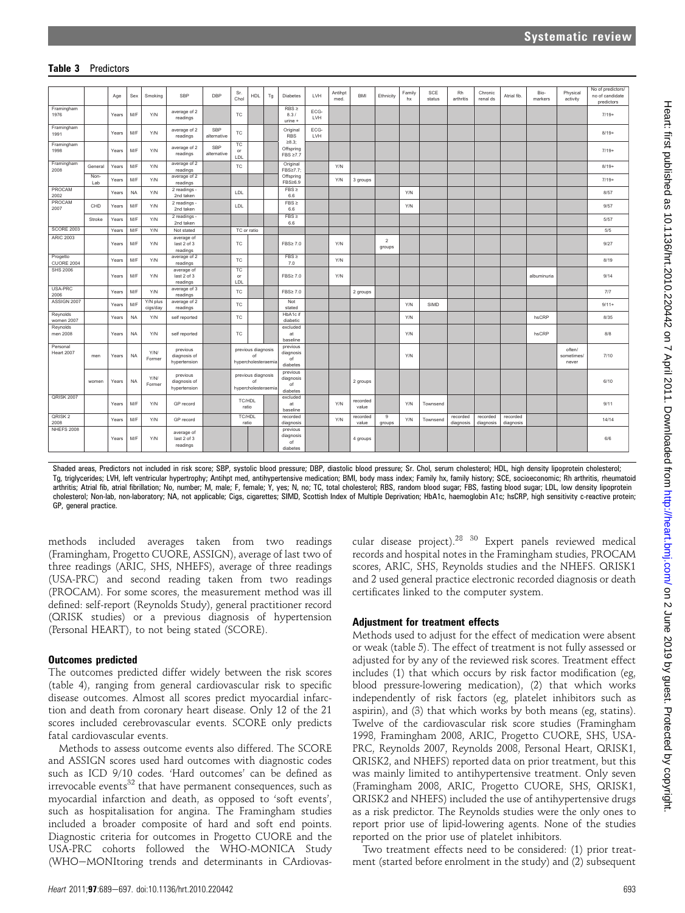**Table 3** Predictors

| | | Age | Sex | Smoking | SBP | DBP | Sr. Chol | HDL | Tg | Diabetes | LVH | Antihpt med. | BMI | Ethnicity | Family hx | SCE status | Rh arthritis | Chronic renal ds | Atrial fib. | Bio-markers | Physical activity | No of predictors/ no of candidate predictors |
|---|---|---|---|---|---|---|---|---|---|---|---|---|---|---|---|---|---|---|---|---|---|---|
| Framingham 1976 | | Years | M/F | Y/N | average of 2 readings | | TC | | | RBS ≥ 8.3 / urine + | ECG-LVH | | | | | | | | | | | 7/19+ |
| Framingham 1991 | | Years | M/F | Y/N | average of 2 readings | SBP alternative | TC | | | Original RBS ≥8.3; | ECG-LVH | | | | | | | | | | | 8/19+ |
| Framingham 1998 | | Years | M/F | Y/N | average of 2 readings | SBP alternative | TC or LDL | | | Offspring FBS ≥7.7 | | | | | | | | | | | | 7/19+ |
| Framingham 2008 | General | Years | M/F | Y/N | average of 2 readings | | TC | | | Original FBS≥7.7; | | Y/N | | | | | | | | | | 8/19+ |
| | Non-Lab | Years | M/F | Y/N | average of 2 readings | | | | | Offspring FBS≥6.9 | | Y/N | 3 groups | | | | | | | | | 7/19+ |
| PROCAM 2002 | | Years | NA | Y/N | 2 readings - 2nd taken | | LDL | | | FBS ≥ 6.6 | | | | | Y/N | | | | | | | 8/57 |
| PROCAM 2007 | CHD | Years | M/F | Y/N | 2 readings - 2nd taken | | LDL | | | FBS ≥ 6.6 | | | | | Y/N | | | | | | | 9/57 |
| | Stroke | Years | M/F | Y/N | 2 readings - 2nd taken | | | | | FBS ≥ 6.6 | | | | | | | | | | | | 5/57 |
| SCORE 2003 | | Years | M/F | Y/N | Not stated | | TC or ratio | | | | | | | | | | | | | | | 5/5 |
| ARIC 2003 | | Years | M/F | Y/N | average of 2 of 3 readings | | TC | | | FBS≥ 7.0 | | Y/N | | 2 groups | | | | | | | | 9/27 |
| Progetto CUORE 2004 | | Years | M/F | Y/N | average of 2 readings | | TC | | | FBS ≥ 7.0 | | Y/N | | | | | | | | | | 8/19 |
| SHS 2006 | | Years | M/F | Y/N | average of last 2 of 3 readings | | TC or LDL | | | FBS≥ 7.0 | | Y/N | | | | | | | | albuminuria | | 9/14 |
| USA-PRC 2006 | | Years | M/F | Y/N | average of 3 readings | | TC | | | FBS≥ 7.0 | | | 2 groups | | | | | | | | | 7/7 |
| ASSIGN 2007 | | Years | M/F | Y/N plus cigs/day | average of 2 readings | | TC | | | Not stated | | | | | Y/N | SIMD | | | | | | 9/11+ |
| Reynolds women 2007 | | Years | NA | Y/N | self reported | | TC | | | HbA1c if diabetic | | | | | Y/N | | | | | hsCRP | | 8/35 |
| Reynolds men 2008 | | Years | NA | Y/N | self reported | | TC | | | excluded at baseline | | | | | Y/N | | | | | hsCRP | | 8/8 |
| Personal Heart 2007 | men | Years | NA | Y/N/ Former | previous diagnosis of hypertension | | previous diagnosis of hypercholesteraemia | | | previous diagnosis of diabetes | | | | | Y/N | | | | | | often/ sometimes/ never | 7/10 |
| | women | Years | NA | Y/N/ Former | previous diagnosis of hypertension | | previous diagnosis of hypercholesteraemia | | | previous diagnosis of diabetes | | | 2 groups | | | | | | | | | 6/10 |
| QRISK 2007 | | Years | M/F | Y/N | GP record | | TC/HDL ratio | | | excluded at baseline | | Y/N | recorded value | | Y/N | Townsend | | | | | | 9/11 |
| QRISK 2 2008 | | Years | M/F | Y/N | GP record | | TC/HDL ratio | | | recorded diagnosis | | Y/N | recorded value | 9 groups | Y/N | Townsend | recorded diagnosis | recorded diagnosis | recorded diagnosis | | | 14/14 |
| NHEFS 2008 | | Years | M/F | Y/N | average of last 2 of 3 readings | | | | | previous diagnosis of diabetes | | | 4 groups | | | | | | | | | 6/6 |

Shaded areas, Predictors not included in risk score; SBP, systolic blood pressure; DBP, diastolic blood pressure; Sr. Chol, serum cholesterol; HDL, high density lipoprotein cholesterol; Tg, triglycerides; LVH, left ventricular hypertrophy; Antihpt med, antihypertensive medication; BMI, body mass index; Family hx, family history; SCE, socioeconomic; Rh arthritis, rheumatoid arthritis; Atrial fib, atrial fibrillation; No, number; M, male; F, female; Y, yes; N, no; TC, total cholesterol; RBS, random blood sugar; FBS, fasting blood sugar; LDL, low density lipoprotein cholesterol; Non-lab, non-laboratory; NA, not applicable; Cigs, cigarettes; SIMD, Scottish Index of Multiple Deprivation; HbA1c, haemoglobin A1c; hsCRP, high sensitivity c-reactive protein; GP, general practice.

methods included averages taken from two readings (Framingham, Progetto CUORE, ASSIGN), average of last two of three readings (ARIC, SHS, NHEFS), average of three readings (USA-PRC) and second reading taken from two readings (PROCAM). For some scores, the measurement method was ill defined: self-report (Reynolds Study), general practitioner record (QRISK studies) or a previous diagnosis of hypertension (Personal HEART), to not being stated (SCORE).

### Outcomes predicted

The outcomes predicted differ widely between the risk scores (table 4), ranging from general cardiovascular risk to specific disease outcomes. Almost all scores predict myocardial infarction and death from coronary heart disease. Only 12 of the 21 scores included cerebrovascular events. SCORE only predicts fatal cardiovascular events.

Methods to assess outcome events also differed. The SCORE and ASSIGN scores used hard outcomes with diagnostic codes such as ICD 9/10 codes. 'Hard outcomes' can be defined as irrevocable events[32] that have permanent consequences, such as myocardial infarction and death, as opposed to 'soft events', such as hospitalisation for angina. The Framingham studies included a broader composite of hard and soft end points. Diagnostic criteria for outcomes in Progetto CUORE and the USA-PRC cohorts followed the WHO-MONICA Study (WHO—MONItoring trends and determinants in CArdiovascular disease project).[28 30] Expert panels reviewed medical records and hospital notes in the Framingham studies, PROCAM scores, ARIC, SHS, Reynolds studies and the NHEFS. QRISK1 and 2 used general practice electronic recorded diagnosis or death certificates linked to the computer system.

### Adjustment for treatment effects

Methods used to adjust for the effect of medication were absent or weak (table 5). The effect of treatment is not fully assessed or adjusted for by any of the reviewed risk scores. Treatment effect includes (1) that which occurs by risk factor modification (eg, blood pressure-lowering medication), (2) that which works independently of risk factors (eg, platelet inhibitors such as aspirin), and (3) that which works by both means (eg, statins). Twelve of the cardiovascular risk score studies (Framingham 1998, Framingham 2008, ARIC, Progetto CUORE, SHS, USA-PRC, Reynolds 2007, Reynolds 2008, Personal Heart, QRISK1, QRISK2, and NHEFS) reported data on prior treatment, but this was mainly limited to antihypertensive treatment. Only seven (Framingham 2008, ARIC, Progetto CUORE, SHS, QRISK1, QRISK2 and NHEFS) included the use of antihypertensive drugs as a risk predictor. The Reynolds studies were the only ones to report prior use of lipid-lowering agents. None of the studies reported on the prior use of platelet inhibitors.

Two treatment effects need to be considered: (1) prior treatment (started before enrolment in the study) and (2) subsequent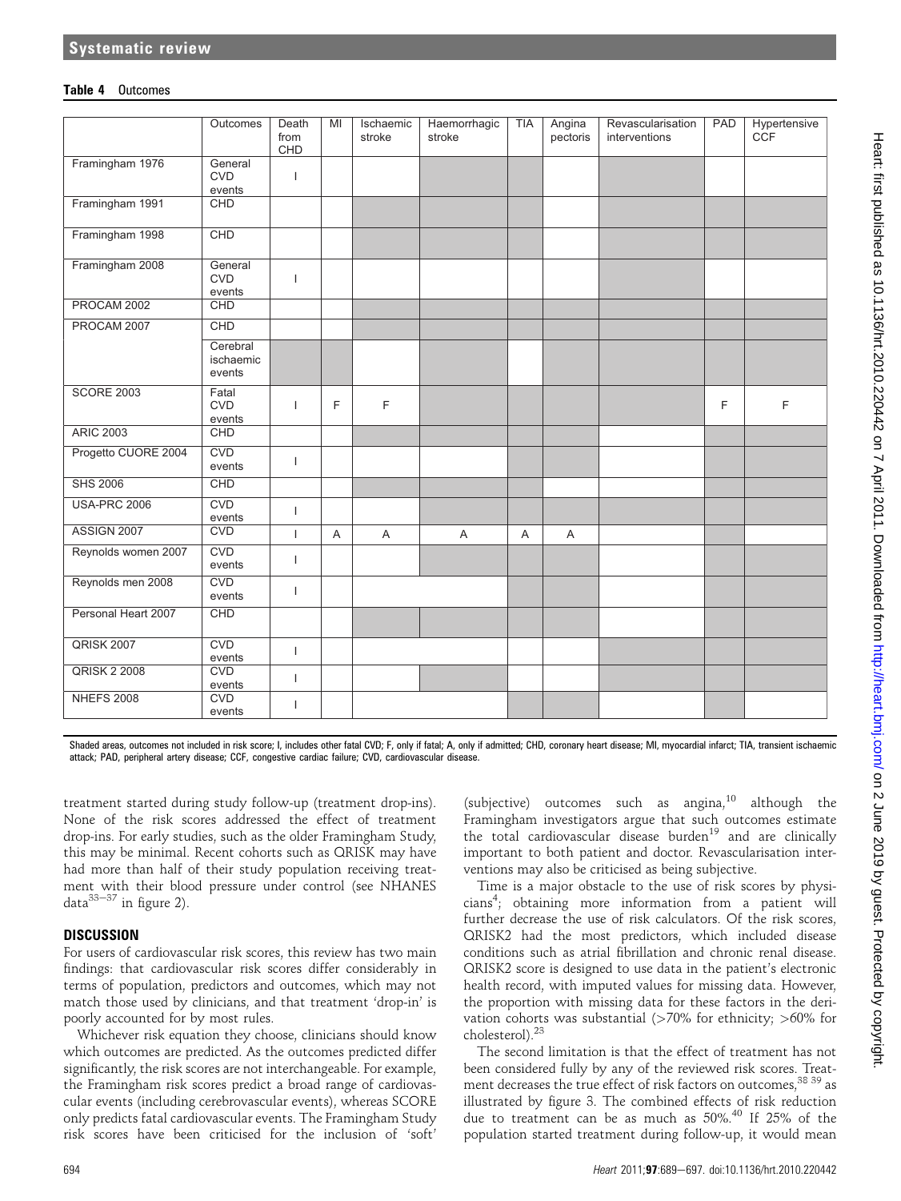**Table 4** Outcomes

| | Outcomes | Death from CHD | MI | Ischaemic stroke | Haemorrhagic stroke | TIA | Angina pectoris | Revascularisation interventions | PAD | Hypertensive CCF |
|---|---|---|---|---|---|---|---|---|---|---|
| Framingham 1976 | General CVD events | I | | | | | | | | |
| Framingham 1991 | CHD | | | | | | | | | |
| Framingham 1998 | CHD | | | | | | | | | |
| Framingham 2008 | General CVD events | I | | | | | | | | |
| PROCAM 2002 | CHD | | | | | | | | | |
| PROCAM 2007 | CHD | | | | | | | | | |
| | Cerebral ischaemic events | | | | | | | | | |
| SCORE 2003 | Fatal CVD events | I | F | F | | | | | F | F |
| ARIC 2003 | CHD | | | | | | | | | |
| Progetto CUORE 2004 | CVD events | I | | | | | | | | |
| SHS 2006 | CHD | | | | | | | | | |
| USA-PRC 2006 | CVD events | I | | | | | | | | |
| ASSIGN 2007 | CVD | I | A | A | A | A | A | | | |
| Reynolds women 2007 | CVD events | I | | | | | | | | |
| Reynolds men 2008 | CVD events | I | | | | | | | | |
| Personal Heart 2007 | CHD | | | | | | | | | |
| QRISK 2007 | CVD events | I | | | | | | | | |
| QRISK 2 2008 | CVD events | I | | | | | | | | |
| NHEFS 2008 | CVD events | I | | | | | | | | |

Shaded areas, outcomes not included in risk score; I, includes other fatal CVD; F, only if fatal; A, only if admitted; CHD, coronary heart disease; MI, myocardial infarct; TIA, transient ischaemic attack; PAD, peripheral artery disease; CCF, congestive cardiac failure; CVD, cardiovascular disease.

treatment started during study follow-up (treatment drop-ins). None of the risk scores addressed the effect of treatment drop-ins. For early studies, such as the older Framingham Study, this may be minimal. Recent cohorts such as QRISK may have had more than half of their study population receiving treatment with their blood pressure under control (see NHANES data[33–37] in figure 2).

## DISCUSSION

For users of cardiovascular risk scores, this review has two main findings: that cardiovascular risk scores differ considerably in terms of population, predictors and outcomes, which may not match those used by clinicians, and that treatment 'drop-in' is poorly accounted for by most rules.

Whichever risk equation they choose, clinicians should know which outcomes are predicted. As the outcomes predicted differ significantly, the risk scores are not interchangeable. For example, the Framingham risk scores predict a broad range of cardiovascular events (including cerebrovascular events), whereas SCORE only predicts fatal cardiovascular events. The Framingham Study risk scores have been criticised for the inclusion of 'soft' (subjective) outcomes such as angina,[10] although the Framingham investigators argue that such outcomes estimate the total cardiovascular disease burden[19] and are clinically important to both patient and doctor. Revascularisation interventions may also be criticised as being subjective.

Time is a major obstacle to the use of risk scores by physicians[4]; obtaining more information from a patient will further decrease the use of risk calculators. Of the risk scores, QRISK2 had the most predictors, which included disease conditions such as atrial fibrillation and chronic renal disease. QRISK2 score is designed to use data in the patient's electronic health record, with imputed values for missing data. However, the proportion with missing data for these factors in the derivation cohorts was substantial (>70% for ethnicity; >60% for cholesterol).[23]

The second limitation is that the effect of treatment has not been considered fully by any of the reviewed risk scores. Treatment decreases the true effect of risk factors on outcomes,[38 39] as illustrated by figure 3. The combined effects of risk reduction due to treatment can be as much as 50%.[40] If 25% of the population started treatment during follow-up, it would mean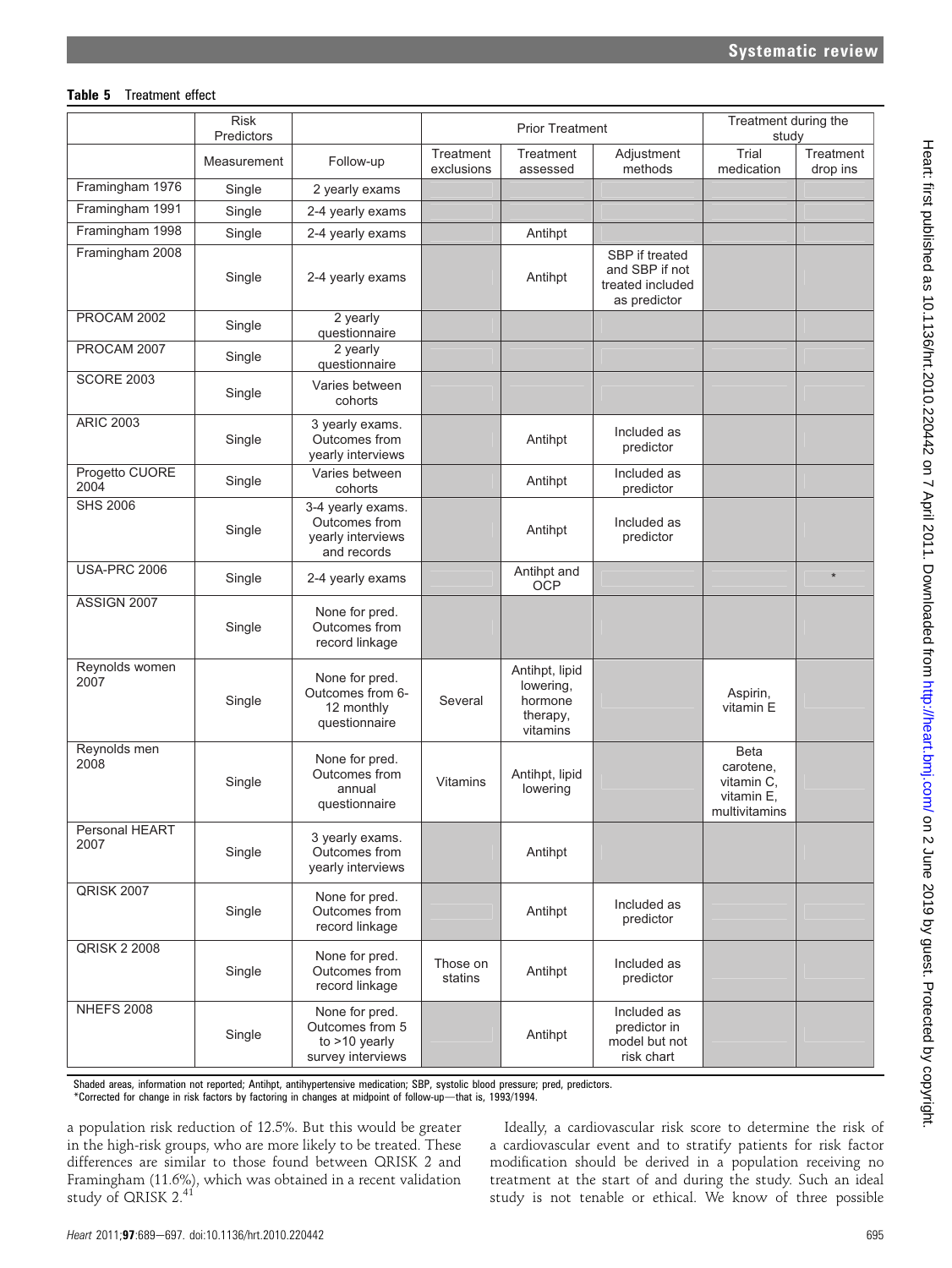**Table 5** Treatment effect

| | Risk Predictors | | Prior Treatment | | | Treatment during the study | |
|---|---|---|---|---|---|---|---|
| | Measurement | Follow-up | Treatment exclusions | Treatment assessed | Adjustment methods | Trial medication | Treatment drop ins |
| Framingham 1976 | Single | 2 yearly exams | | | | | |
| Framingham 1991 | Single | 2-4 yearly exams | | | | | |
| Framingham 1998 | Single | 2-4 yearly exams | | Antihpt | | | |
| Framingham 2008 | Single | 2-4 yearly exams | | Antihpt | SBP if treated and SBP if not treated included as predictor | | |
| PROCAM 2002 | Single | 2 yearly questionnaire | | | | | |
| PROCAM 2007 | Single | 2 yearly questionnaire | | | | | |
| SCORE 2003 | Single | Varies between cohorts | | | | | |
| ARIC 2003 | Single | 3 yearly exams. Outcomes from yearly interviews | | Antihpt | Included as predictor | | |
| Progetto CUORE 2004 | Single | Varies between cohorts | | Antihpt | Included as predictor | | |
| SHS 2006 | Single | 3-4 yearly exams. Outcomes from yearly interviews and records | | Antihpt | Included as predictor | | |
| USA-PRC 2006 | Single | 2-4 yearly exams | | Antihpt and OCP | | | * |
| ASSIGN 2007 | Single | None for pred. Outcomes from record linkage | | | | | |
| Reynolds women 2007 | Single | None for pred. Outcomes from 6-12 monthly questionnaire | Several | Antihpt, lipid lowering, hormone therapy, vitamins | | Aspirin, vitamin E | |
| Reynolds men 2008 | Single | None for pred. Outcomes from annual questionnaire | Vitamins | Antihpt, lipid lowering | | Beta carotene, vitamin C, vitamin E, multivitamins | |
| Personal HEART 2007 | Single | 3 yearly exams. Outcomes from yearly interviews | | Antihpt | | | |
| QRISK 2007 | Single | None for pred. Outcomes from record linkage | | Antihpt | Included as predictor | | |
| QRISK 2 2008 | Single | None for pred. Outcomes from record linkage | Those on statins | Antihpt | Included as predictor | | |
| NHEFS 2008 | Single | None for pred. Outcomes from 5 to >10 yearly survey interviews | | Antihpt | Included as predictor in model but not risk chart | | |

Shaded areas, information not reported; Antihpt, antihypertensive medication; SBP, systolic blood pressure; pred, predictors.
*Corrected for change in risk factors by factoring in changes at midpoint of follow-up—that is, 1993/1994.

a population risk reduction of 12.5%. But this would be greater in the high-risk groups, who are more likely to be treated. These differences are similar to those found between QRISK 2 and Framingham (11.6%), which was obtained in a recent validation study of QRISK 2.[41]

Ideally, a cardiovascular risk score to determine the risk of a cardiovascular event and to stratify patients for risk factor modification should be derived in a population receiving no treatment at the start of and during the study. Such an ideal study is not tenable or ethical. We know of three possible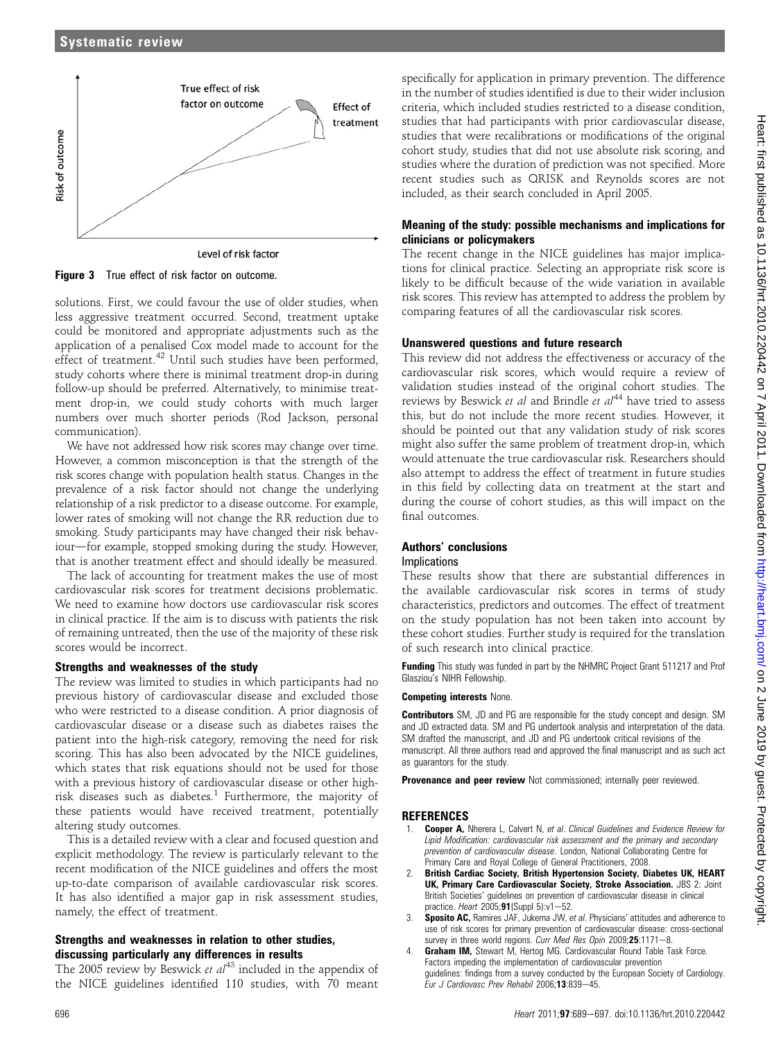True effect of risk factor on outcome

Effect of treatment

Risk of outcome

Level of risk factor

**Figure 3** True effect of risk factor on outcome.

solutions. First, we could favour the use of older studies, when less aggressive treatment occurred. Second, treatment uptake could be monitored and appropriate adjustments such as the application of a penalised Cox model made to account for the effect of treatment.[42] Until such studies have been performed, study cohorts where there is minimal treatment drop-in during follow-up should be preferred. Alternatively, to minimise treatment drop-in, we could study cohorts with much larger numbers over much shorter periods (Rod Jackson, personal communication).

We have not addressed how risk scores may change over time. However, a common misconception is that the strength of the risk scores change with population health status. Changes in the prevalence of a risk factor should not change the underlying relationship of a risk predictor to a disease outcome. For example, lower rates of smoking will not change the RR reduction due to smoking. Study participants may have changed their risk behaviour—for example, stopped smoking during the study. However, that is another treatment effect and should ideally be measured.

The lack of accounting for treatment makes the use of most cardiovascular risk scores for treatment decisions problematic. We need to examine how doctors use cardiovascular risk scores in clinical practice. If the aim is to discuss with patients the risk of remaining untreated, then the use of the majority of these risk scores would be incorrect.

### Strengths and weaknesses of the study

The review was limited to studies in which participants had no previous history of cardiovascular disease and excluded those who were restricted to a disease condition. A prior diagnosis of cardiovascular disease or a disease such as diabetes raises the patient into the high-risk category, removing the need for risk scoring. This has also been advocated by the NICE guidelines, which states that risk equations should not be used for those with a previous history of cardiovascular disease or other high-risk diseases such as diabetes.[1] Furthermore, the majority of these patients would have received treatment, potentially altering study outcomes.

This is a detailed review with a clear and focused question and explicit methodology. The review is particularly relevant to the recent modification of the NICE guidelines and offers the most up-to-date comparison of available cardiovascular risk scores. It has also identified a major gap in risk assessment studies, namely, the effect of treatment.

### Strengths and weaknesses in relation to other studies, discussing particularly any differences in results

The 2005 review by Beswick *et al*[43] included in the appendix of the NICE guidelines identified 110 studies, with 70 meant specifically for application in primary prevention. The difference in the number of studies identified is due to their wider inclusion criteria, which included studies restricted to a disease condition, studies that had participants with prior cardiovascular disease, studies that were recalibrations or modifications of the original cohort study, studies that did not use absolute risk scoring, and studies where the duration of prediction was not specified. More recent studies such as QRISK and Reynolds scores are not included, as their search concluded in April 2005.

### Meaning of the study: possible mechanisms and implications for clinicians or policymakers

The recent change in the NICE guidelines has major implications for clinical practice. Selecting an appropriate risk score is likely to be difficult because of the wide variation in available risk scores. This review has attempted to address the problem by comparing features of all the cardiovascular risk scores.

### Unanswered questions and future research

This review did not address the effectiveness or accuracy of the cardiovascular risk scores, which would require a review of validation studies instead of the original cohort studies. The reviews by Beswick *et al* and Brindle *et al*[44] have tried to assess this, but do not include the more recent studies. However, it should be pointed out that any validation study of risk scores might also suffer the same problem of treatment drop-in, which would attenuate the true cardiovascular risk. Researchers should also attempt to address the effect of treatment in future studies in this field by collecting data on treatment at the start and during the course of cohort studies, as this will impact on the final outcomes.

## Authors' conclusions

#### Implications

These results show that there are substantial differences in the available cardiovascular risk scores in terms of study characteristics, predictors and outcomes. The effect of treatment on the study population has not been taken into account by these cohort studies. Further study is required for the translation of such research into clinical practice.

**Funding** This study was funded in part by the NHMRC Project Grant 511217 and Prof Glasziou's NIHR Fellowship.

**Competing interests** None.

**Contributors** SM, JD and PG are responsible for the study concept and design. SM and JD extracted data. SM and PG undertook analysis and interpretation of the data. SM drafted the manuscript, and JD and PG undertook critical revisions of the manuscript. All three authors read and approved the final manuscript and as such act as guarantors for the study.

**Provenance and peer review** Not commissioned; internally peer reviewed.

## REFERENCES

1. **Cooper A,** Nherera L, Calvert N, *et al*. *Clinical Guidelines and Evidence Review for Lipid Modification: cardiovascular risk assessment and the primary and secondary prevention of cardiovascular disease*. London, National Collaborating Centre for Primary Care and Royal College of General Practitioners, 2008.
2. **British Cardiac Society, British Hypertension Society, Diabetes UK, HEART UK, Primary Care Cardiovascular Society, Stroke Association.** JBS 2: Joint British Societies' guidelines on prevention of cardiovascular disease in clinical practice. *Heart* 2005;**91**(Suppl 5):v1—52.
3. **Sposito AC,** Ramires JAF, Jukema JW, *et al*. Physicians' attitudes and adherence to use of risk scores for primary prevention of cardiovascular disease: cross-sectional survey in three world regions. *Curr Med Res Opin* 2009;**25**:1171—8.
4. **Graham IM,** Stewart M, Hertog MG. Cardiovascular Round Table Task Force. Factors impeding the implementation of cardiovascular prevention guidelines: findings from a survey conducted by the European Society of Cardiology. *Eur J Cardiovasc Prev Rehabil* 2006;**13**:839—45.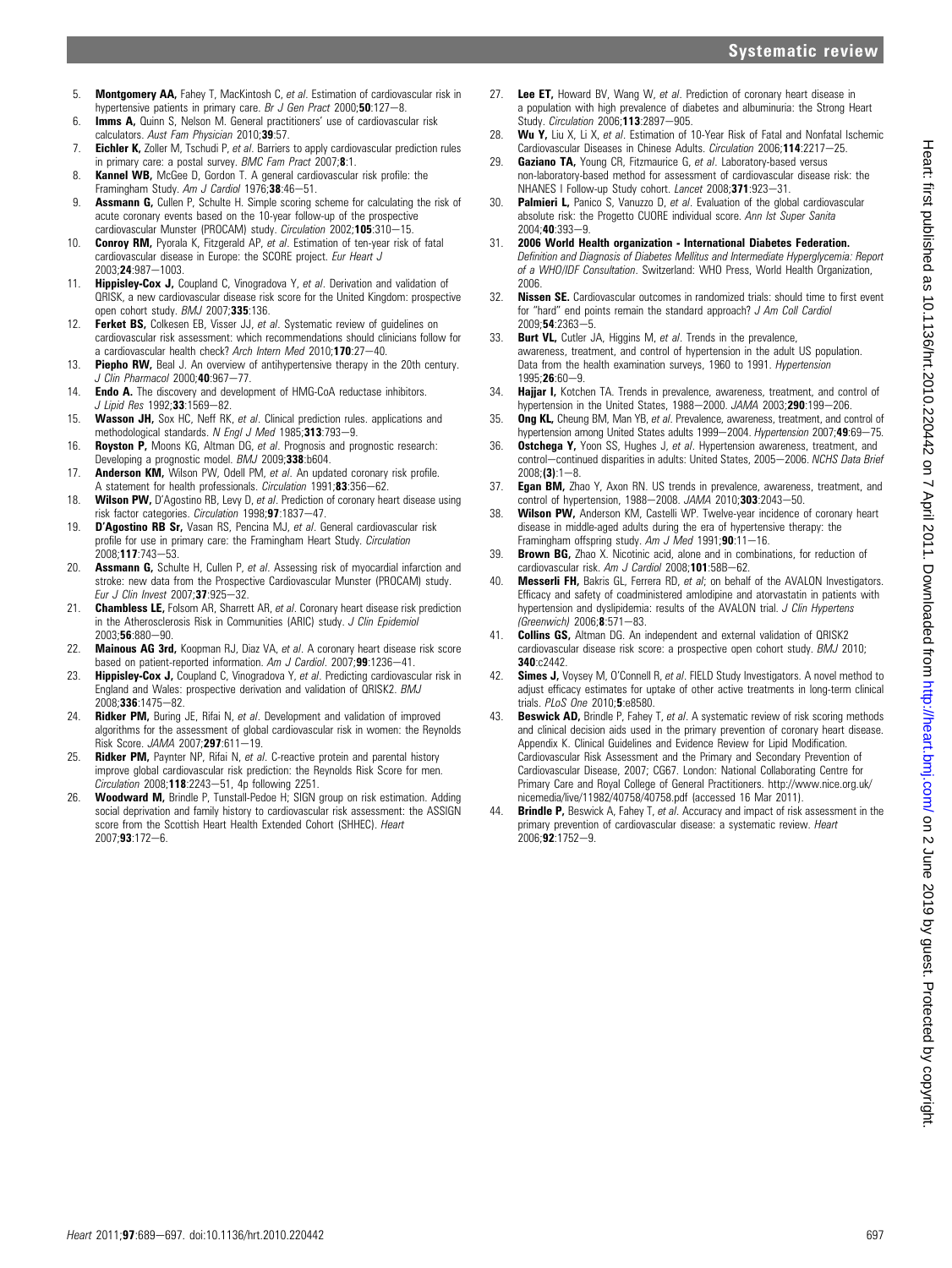5. **Montgomery AA,** Fahey T, MacKintosh C, *et al*. Estimation of cardiovascular risk in hypertensive patients in primary care. *Br J Gen Pract* 2000;**50**:127–8.
6. **Imms A,** Quinn S, Nelson M. General practitioners' use of cardiovascular risk calculators. *Aust Fam Physician* 2010;**39**:57.
7. **Eichler K,** Zoller M, Tschudi P, *et al*. Barriers to apply cardiovascular prediction rules in primary care: a postal survey. *BMC Fam Pract* 2007;**8**:1.
8. **Kannel WB,** McGee D, Gordon T. A general cardiovascular risk profile: the Framingham Study. *Am J Cardiol* 1976;**38**:46–51.
9. **Assmann G,** Cullen P, Schulte H. Simple scoring scheme for calculating the risk of acute coronary events based on the 10-year follow-up of the prospective cardiovascular Munster (PROCAM) study. *Circulation* 2002;**105**:310–15.
10. **Conroy RM,** Pyorala K, Fitzgerald AP, *et al*. Estimation of ten-year risk of fatal cardiovascular disease in Europe: the SCORE project. *Eur Heart J* 2003;**24**:987–1003.
11. **Hippisley-Cox J,** Coupland C, Vinogradova Y, *et al*. Derivation and validation of QRISK, a new cardiovascular disease risk score for the United Kingdom: prospective open cohort study. *BMJ* 2007;**335**:136.
12. **Ferket BS,** Colkesen EB, Visser JJ, *et al*. Systematic review of guidelines on cardiovascular risk assessment: which recommendations should clinicians follow for a cardiovascular health check? *Arch Intern Med* 2010;**170**:27–40.
13. **Piepho RW,** Beal J. An overview of antihypertensive therapy in the 20th century. *J Clin Pharmacol* 2000;**40**:967–77.
14. **Endo A.** The discovery and development of HMG-CoA reductase inhibitors. *J Lipid Res* 1992;**33**:1569–82.
15. **Wasson JH,** Sox HC, Neff RK, *et al*. Clinical prediction rules. applications and methodological standards. *N Engl J Med* 1985;**313**:793–9.
16. **Royston P,** Moons KG, Altman DG, *et al*. Prognosis and prognostic research: Developing a prognostic model. *BMJ* 2009;**338**:b604.
17. **Anderson KM,** Wilson PW, Odell PM, *et al*. An updated coronary risk profile. A statement for health professionals. *Circulation* 1991;**83**:356–62.
18. **Wilson PW,** D'Agostino RB, Levy D, *et al*. Prediction of coronary heart disease using risk factor categories. *Circulation* 1998;**97**:1837–47.
19. **D'Agostino RB Sr,** Vasan RS, Pencina MJ, *et al*. General cardiovascular risk profile for use in primary care: the Framingham Heart Study. *Circulation* 2008;**117**:743–53.
20. **Assmann G,** Schulte H, Cullen P, *et al*. Assessing risk of myocardial infarction and stroke: new data from the Prospective Cardiovascular Munster (PROCAM) study. *Eur J Clin Invest* 2007;**37**:925–32.
21. **Chambless LE,** Folsom AR, Sharrett AR, *et al*. Coronary heart disease risk prediction in the Atherosclerosis Risk in Communities (ARIC) study. *J Clin Epidemiol* 2003;**56**:880–90.
22. **Mainous AG 3rd,** Koopman RJ, Diaz VA, *et al*. A coronary heart disease risk score based on patient-reported information. *Am J Cardiol*. 2007;**99**:1236–41.
23. **Hippisley-Cox J,** Coupland C, Vinogradova Y, *et al*. Predicting cardiovascular risk in England and Wales: prospective derivation and validation of QRISK2. *BMJ* 2008;**336**:1475–82.
24. **Ridker PM,** Buring JE, Rifai N, *et al*. Development and validation of improved algorithms for the assessment of global cardiovascular risk in women: the Reynolds Risk Score. *JAMA* 2007;**297**:611–19.
25. **Ridker PM,** Paynter NP, Rifai N, *et al*. C-reactive protein and parental history improve global cardiovascular risk prediction: the Reynolds Risk Score for men. *Circulation* 2008;**118**:2243–51, 4p following 2251.
26. **Woodward M,** Brindle P, Tunstall-Pedoe H; SIGN group on risk estimation. Adding social deprivation and family history to cardiovascular risk assessment: the ASSIGN score from the Scottish Heart Health Extended Cohort (SHHEC). *Heart* 2007;**93**:172–6.
27. **Lee ET,** Howard BV, Wang W, *et al*. Prediction of coronary heart disease in a population with high prevalence of diabetes and albuminuria: the Strong Heart Study. *Circulation* 2006;**113**:2897–905.
28. **Wu Y,** Liu X, Li X, *et al*. Estimation of 10-Year Risk of Fatal and Nonfatal Ischemic Cardiovascular Diseases in Chinese Adults. *Circulation* 2006;**114**:2217–25.
29. **Gaziano TA,** Young CR, Fitzmaurice G, *et al*. Laboratory-based versus non-laboratory-based method for assessment of cardiovascular disease risk: the NHANES I Follow-up Study cohort. *Lancet* 2008;**371**:923–31.
30. **Palmieri L,** Panico S, Vanuzzo D, *et al*. Evaluation of the global cardiovascular absolute risk: the Progetto CUORE individual score. *Ann Ist Super Sanita* 2004;**40**:393–9.
31. **2006 World Health organization - International Diabetes Federation.** *Definition and Diagnosis of Diabetes Mellitus and Intermediate Hyperglycemia: Report of a WHO/IDF Consultation*. Switzerland: WHO Press, World Health Organization, 2006.
32. **Nissen SE.** Cardiovascular outcomes in randomized trials: should time to first event for "hard" end points remain the standard approach? *J Am Coll Cardiol* 2009;**54**:2363–5.
33. **Burt VL,** Cutler JA, Higgins M, *et al*. Trends in the prevalence, awareness, treatment, and control of hypertension in the adult US population. Data from the health examination surveys, 1960 to 1991. *Hypertension* 1995;**26**:60–9.
34. **Hajjar I,** Kotchen TA. Trends in prevalence, awareness, treatment, and control of hypertension in the United States, 1988–2000. *JAMA* 2003;**290**:199–206.
35. **Ong KL,** Cheung BM, Man YB, *et al*. Prevalence, awareness, treatment, and control of hypertension among United States adults 1999–2004. *Hypertension* 2007;**49**:69–75.
36. **Ostchega Y,** Yoon SS, Hughes J, *et al*. Hypertension awareness, treatment, and control—continued disparities in adults: United States, 2005–2006. *NCHS Data Brief* 2008;**(3)**:1–8.
37. **Egan BM,** Zhao Y, Axon RN. US trends in prevalence, awareness, treatment, and control of hypertension, 1988–2008. *JAMA* 2010;**303**:2043–50.
38. **Wilson PW,** Anderson KM, Castelli WP. Twelve-year incidence of coronary heart disease in middle-aged adults during the era of hypertensive therapy: the Framingham offspring study. *Am J Med* 1991;**90**:11–16.
39. **Brown BG,** Zhao X. Nicotinic acid, alone and in combinations, for reduction of cardiovascular risk. *Am J Cardiol* 2008;**101**:58B–62.
40. **Messerli FH,** Bakris GL, Ferrera RD, *et al*; on behalf of the AVALON Investigators. Efficacy and safety of coadministered amlodipine and atorvastatin in patients with hypertension and dyslipidemia: results of the AVALON trial. *J Clin Hypertens (Greenwich)* 2006;**8**:571–83.
41. **Collins GS,** Altman DG. An independent and external validation of QRISK2 cardiovascular disease risk score: a prospective open cohort study. *BMJ* 2010; **340**:c2442.
42. **Simes J,** Voysey M, O'Connell R, *et al*. FIELD Study Investigators. A novel method to adjust efficacy estimates for uptake of other active treatments in long-term clinical trials. *PLoS One* 2010;**5**:e8580.
43. **Beswick AD,** Brindle P, Fahey T, *et al*. A systematic review of risk scoring methods and clinical decision aids used in the primary prevention of coronary heart disease. Appendix K. Clinical Guidelines and Evidence Review for Lipid Modification. Cardiovascular Risk Assessment and the Primary and Secondary Prevention of Cardiovascular Disease, 2007; CG67. London: National Collaborating Centre for Primary Care and Royal College of General Practitioners. http://www.nice.org.uk/nicemedia/live/11982/40758/40758.pdf (accessed 16 Mar 2011).
44. **Brindle P,** Beswick A, Fahey T, *et al*. Accuracy and impact of risk assessment in the primary prevention of cardiovascular disease: a systematic review. *Heart* 2006;**92**:1752–9.